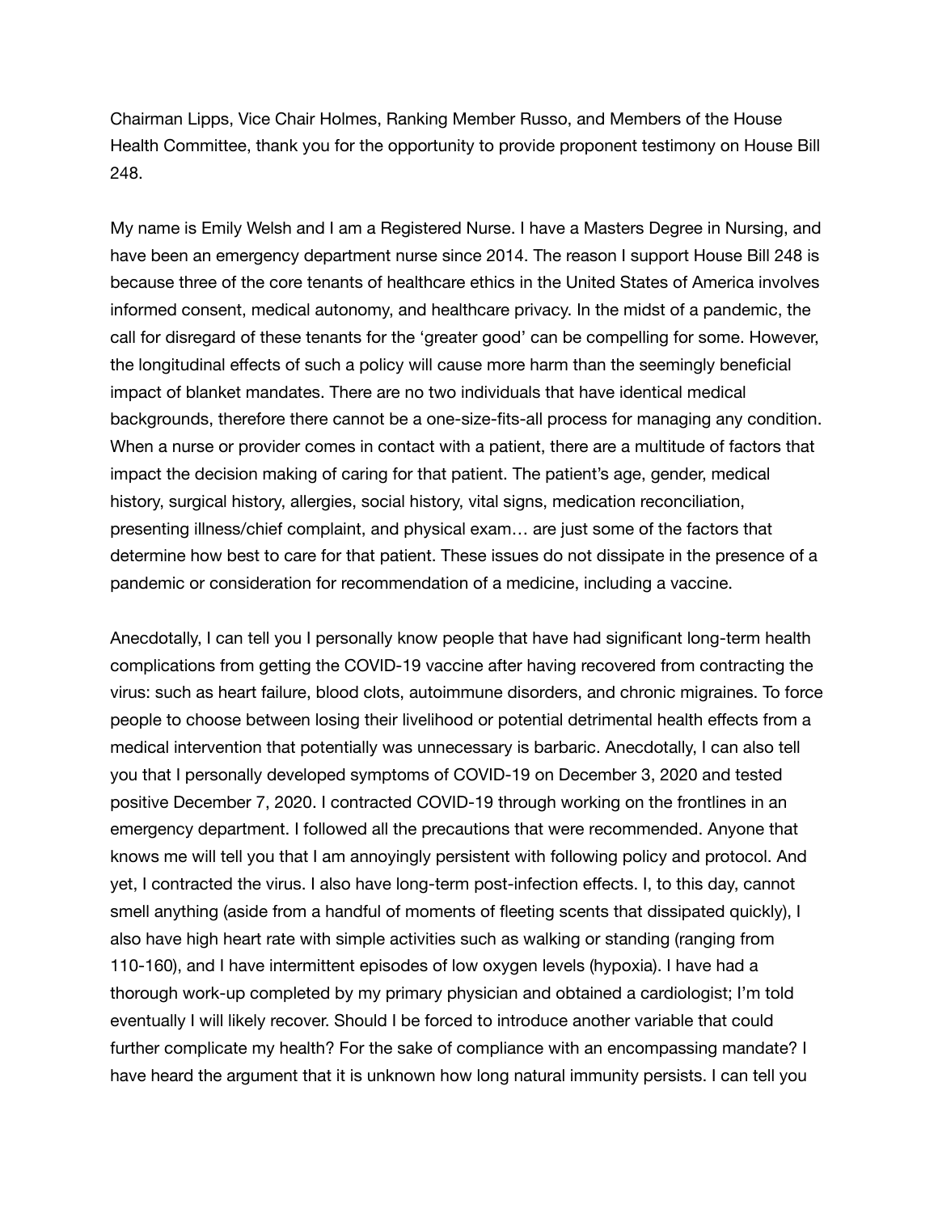Chairman Lipps, Vice Chair Holmes, Ranking Member Russo, and Members of the House Health Committee, thank you for the opportunity to provide proponent testimony on House Bill 248.

My name is Emily Welsh and I am a Registered Nurse. I have a Masters Degree in Nursing, and have been an emergency department nurse since 2014. The reason I support House Bill 248 is because three of the core tenants of healthcare ethics in the United States of America involves informed consent, medical autonomy, and healthcare privacy. In the midst of a pandemic, the call for disregard of these tenants for the 'greater good' can be compelling for some. However, the longitudinal effects of such a policy will cause more harm than the seemingly beneficial impact of blanket mandates. There are no two individuals that have identical medical backgrounds, therefore there cannot be a one-size-fits-all process for managing any condition. When a nurse or provider comes in contact with a patient, there are a multitude of factors that impact the decision making of caring for that patient. The patient's age, gender, medical history, surgical history, allergies, social history, vital signs, medication reconciliation, presenting illness/chief complaint, and physical exam… are just some of the factors that determine how best to care for that patient. These issues do not dissipate in the presence of a pandemic or consideration for recommendation of a medicine, including a vaccine.

Anecdotally, I can tell you I personally know people that have had significant long-term health complications from getting the COVID-19 vaccine after having recovered from contracting the virus: such as heart failure, blood clots, autoimmune disorders, and chronic migraines. To force people to choose between losing their livelihood or potential detrimental health effects from a medical intervention that potentially was unnecessary is barbaric. Anecdotally, I can also tell you that I personally developed symptoms of COVID-19 on December 3, 2020 and tested positive December 7, 2020. I contracted COVID-19 through working on the frontlines in an emergency department. I followed all the precautions that were recommended. Anyone that knows me will tell you that I am annoyingly persistent with following policy and protocol. And yet, I contracted the virus. I also have long-term post-infection effects. I, to this day, cannot smell anything (aside from a handful of moments of fleeting scents that dissipated quickly), I also have high heart rate with simple activities such as walking or standing (ranging from 110-160), and I have intermittent episodes of low oxygen levels (hypoxia). I have had a thorough work-up completed by my primary physician and obtained a cardiologist; I'm told eventually I will likely recover. Should I be forced to introduce another variable that could further complicate my health? For the sake of compliance with an encompassing mandate? I have heard the argument that it is unknown how long natural immunity persists. I can tell you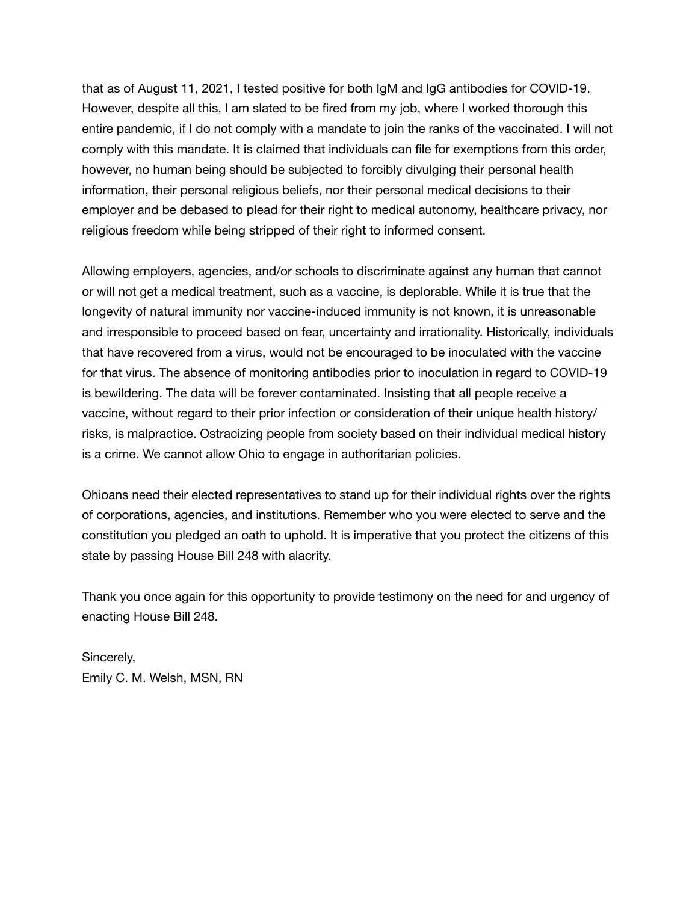that as of August 11, 2021, I tested positive for both IgM and IgG antibodies for COVID-19. However, despite all this, I am slated to be fired from my job, where I worked thorough this entire pandemic, if I do not comply with a mandate to join the ranks of the vaccinated. I will not comply with this mandate. It is claimed that individuals can file for exemptions from this order, however, no human being should be subjected to forcibly divulging their personal health information, their personal religious beliefs, nor their personal medical decisions to their employer and be debased to plead for their right to medical autonomy, healthcare privacy, nor religious freedom while being stripped of their right to informed consent.

Allowing employers, agencies, and/or schools to discriminate against any human that cannot or will not get a medical treatment, such as a vaccine, is deplorable. While it is true that the longevity of natural immunity nor vaccine-induced immunity is not known, it is unreasonable and irresponsible to proceed based on fear, uncertainty and irrationality. Historically, individuals that have recovered from a virus, would not be encouraged to be inoculated with the vaccine for that virus. The absence of monitoring antibodies prior to inoculation in regard to COVID-19 is bewildering. The data will be forever contaminated. Insisting that all people receive a vaccine, without regard to their prior infection or consideration of their unique health history/risks, is malpractice. Ostracizing people from society based on their individual medical history is a crime. We cannot allow Ohio to engage in authoritarian policies.

Ohioans need their elected representatives to stand up for their individual rights over the rights of corporations, agencies, and institutions. Remember who you were elected to serve and the constitution you pledged an oath to uphold. It is imperative that you protect the citizens of this state by passing House Bill 248 with alacrity.

Thank you once again for this opportunity to provide testimony on the need for and urgency of enacting House Bill 248.

Sincerely,
Emily C. M. Welsh, MSN, RN